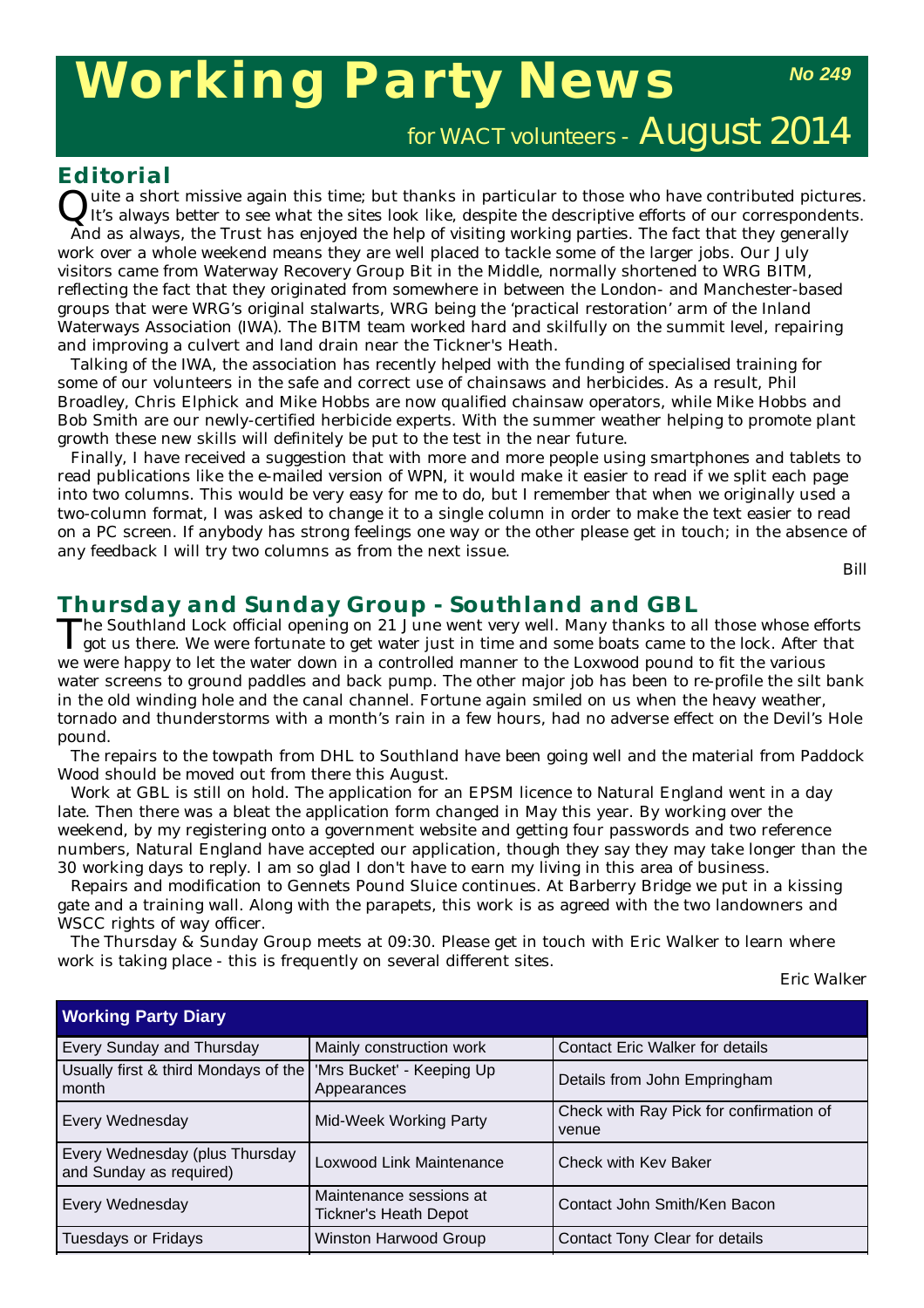# Working Party News

**No 249**

for WACT volunteers - August 2014

## Editorial

Quite a short missive again this time; but thanks in particular to those who have contributed pictures. It's always better to see what the sites look like, despite the descriptive efforts of our correspondents.

And as always, the Trust has enjoyed the help of visiting working parties. The fact that they generally work over a whole weekend means they are well placed to tackle some of the larger jobs. Our July visitors came from Waterway Recovery Group Bit in the Middle, normally shortened to WRG BITM, reflecting the fact that they originated from somewhere in between the London- and Manchester-based groups that were WRG's original stalwarts, WRG being the 'practical restoration' arm of the Inland Waterways Association (IWA). The BITM team worked hard and skilfully on the summit level, repairing and improving a culvert and land drain near the Tickner's Heath.

Talking of the IWA, the association has recently helped with the funding of specialised training for some of our volunteers in the safe and correct use of chainsaws and herbicides. As a result, Phil Broadley, Chris Elphick and Mike Hobbs are now qualified chainsaw operators, while Mike Hobbs and Bob Smith are our newly-certified herbicide experts. With the summer weather helping to promote plant growth these new skills will definitely be put to the test in the near future.

Finally, I have received a suggestion that with more and more people using smartphones and tablets to read publications like the e-mailed version of WPN, it would make it easier to read if we split each page into two columns. This would be very easy for me to do, but I remember that when we originally used a two-column format, I was asked to change it to a single column in order to make the text easier to read on a PC screen. If anybody has strong feelings one way or the other please get in touch; in the absence of any feedback I will try two columns as from the next issue.

Bill

## Thursday and Sunday Group - Southland and GBL

The Southland Lock official opening on 21 June went very well. Many thanks to all those whose efforts got us there. We were fortunate to get water just in time and some boats came to the lock. After that we were happy to let the water down in a controlled manner to the Loxwood pound to fit the various water screens to ground paddles and back pump. The other major job has been to re-profile the silt bank in the old winding hole and the canal channel. Fortune again smiled on us when the heavy weather, tornado and thunderstorms with a month's rain in a few hours, had no adverse effect on the Devil's Hole pound.

The repairs to the towpath from DHL to Southland have been going well and the material from Paddock Wood should be moved out from there this August.

Work at GBL is still on hold. The application for an EPSM licence to Natural England went in a day late. Then there was a bleat the application form changed in May this year. By working over the weekend, by my registering onto a government website and getting four passwords and two reference numbers, Natural England have accepted our application, though they say they may take longer than the 30 working days to reply. I am so glad I don't have to earn my living in this area of business.

Repairs and modification to Gennets Pound Sluice continues. At Barberry Bridge we put in a kissing gate and a training wall. Along with the parapets, this work is as agreed with the two landowners and WSCC rights of way officer.

The Thursday & Sunday Group meets at 09:30. Please get in touch with Eric Walker to learn where work is taking place - this is frequently on several different sites.

Eric Walker

| Working Party Diary | | |
|---|---|---|
| Every Sunday and Thursday | Mainly construction work | Contact Eric Walker for details |
| Usually first & third Mondays of the month | 'Mrs Bucket' - Keeping Up Appearances | Details from John Empringham |
| Every Wednesday | Mid-Week Working Party | Check with Ray Pick for confirmation of venue |
| Every Wednesday (plus Thursday and Sunday as required) | Loxwood Link Maintenance | Check with Kev Baker |
| Every Wednesday | Maintenance sessions at Tickner's Heath Depot | Contact John Smith/Ken Bacon |
| Tuesdays or Fridays | Winston Harwood Group | Contact Tony Clear for details |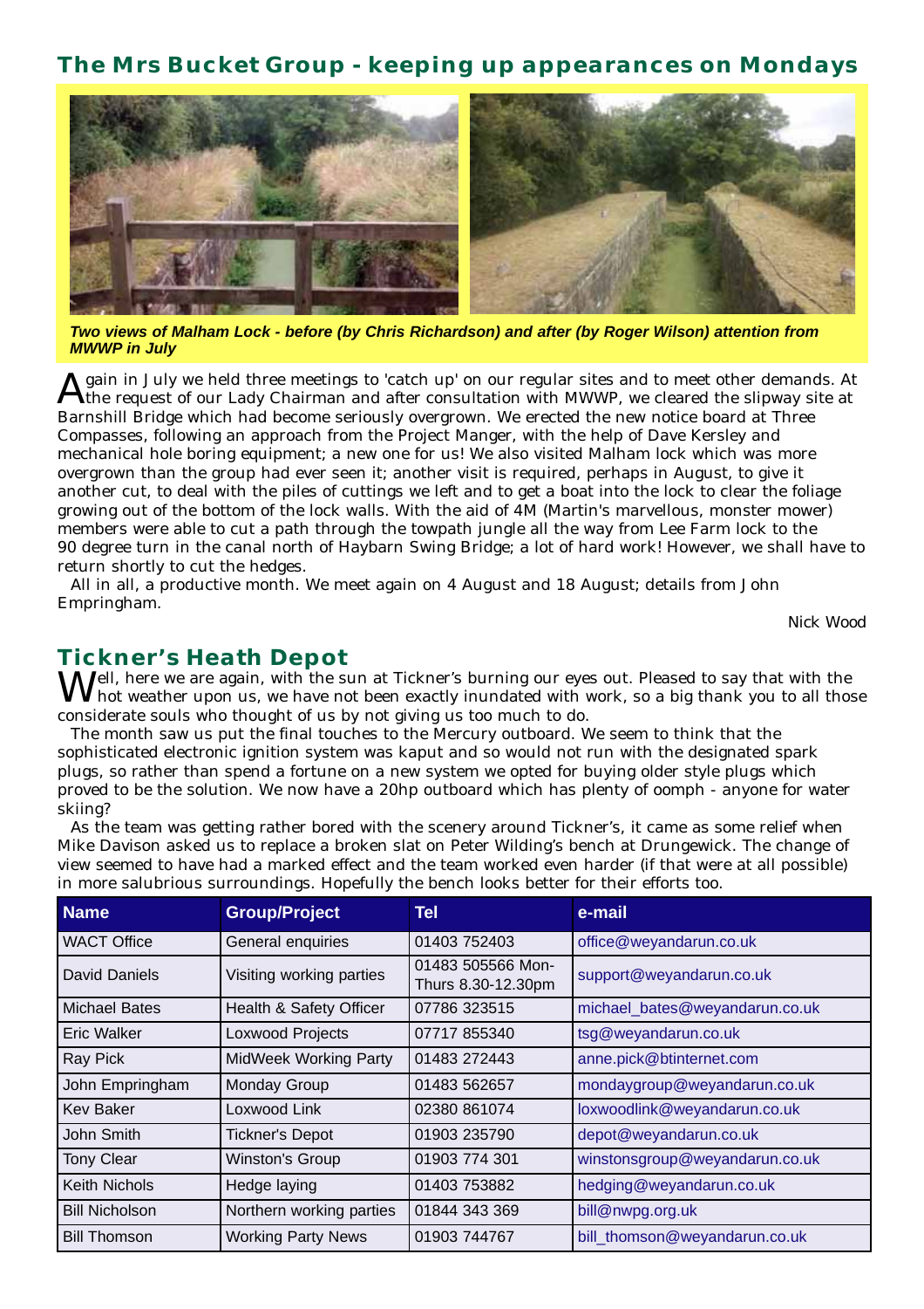## The Mrs Bucket Group - keeping up appearances on Mondays

*Two views of Malham Lock - before (by Chris Richardson) and after (by Roger Wilson) attention from MWWP in July*

Again in July we held three meetings to 'catch up' on our regular sites and to meet other demands. At the request of our Lady Chairman and after consultation with MWWP, we cleared the slipway site at Barnshill Bridge which had become seriously overgrown. We erected the new notice board at Three Compasses, following an approach from the Project Manger, with the help of Dave Kersley and mechanical hole boring equipment; a new one for us! We also visited Malham lock which was more overgrown than the group had ever seen it; another visit is required, perhaps in August, to give it another cut, to deal with the piles of cuttings we left and to get a boat into the lock to clear the foliage growing out of the bottom of the lock walls. With the aid of 4M (Martin's marvellous, monster mower) members were able to cut a path through the towpath jungle all the way from Lee Farm lock to the 90 degree turn in the canal north of Haybarn Swing Bridge; a lot of hard work! However, we shall have to return shortly to cut the hedges.

All in all, a productive month. We meet again on 4 August and 18 August; details from John Empringham.

Nick Wood

## Tickner's Heath Depot

Well, here we are again, with the sun at Tickner's burning our eyes out. Pleased to say that with the hot weather upon us, we have not been exactly inundated with work, so a big thank you to all those considerate souls who thought of us by not giving us too much to do.

The month saw us put the final touches to the Mercury outboard. We seem to think that the sophisticated electronic ignition system was kaput and so would not run with the designated spark plugs, so rather than spend a fortune on a new system we opted for buying older style plugs which proved to be the solution. We now have a 20hp outboard which has plenty of oomph - anyone for water skiing?

As the team was getting rather bored with the scenery around Tickner's, it came as some relief when Mike Davison asked us to replace a broken slat on Peter Wilding's bench at Drungewick. The change of view seemed to have had a marked effect and the team worked even harder (if that were at all possible) in more salubrious surroundings. Hopefully the bench looks better for their efforts too.

| Name | Group/Project | Tel | e-mail |
|---|---|---|---|
| WACT Office | General enquiries | 01403 752403 | office@weyandarun.co.uk |
| David Daniels | Visiting working parties | 01483 505566 Mon-Thurs 8.30-12.30pm | support@weyandarun.co.uk |
| Michael Bates | Health & Safety Officer | 07786 323515 | michael_bates@weyandarun.co.uk |
| Eric Walker | Loxwood Projects | 07717 855340 | tsg@weyandarun.co.uk |
| Ray Pick | MidWeek Working Party | 01483 272443 | anne.pick@btinternet.com |
| John Empringham | Monday Group | 01483 562657 | mondaygroup@weyandarun.co.uk |
| Kev Baker | Loxwood Link | 02380 861074 | loxwoodlink@weyandarun.co.uk |
| John Smith | Tickner's Depot | 01903 235790 | depot@weyandarun.co.uk |
| Tony Clear | Winston's Group | 01903 774 301 | winstonsgroup@weyandarun.co.uk |
| Keith Nichols | Hedge laying | 01403 753882 | hedging@weyandarun.co.uk |
| Bill Nicholson | Northern working parties | 01844 343 369 | bill@nwpg.org.uk |
| Bill Thomson | Working Party News | 01903 744767 | bill_thomson@weyandarun.co.uk |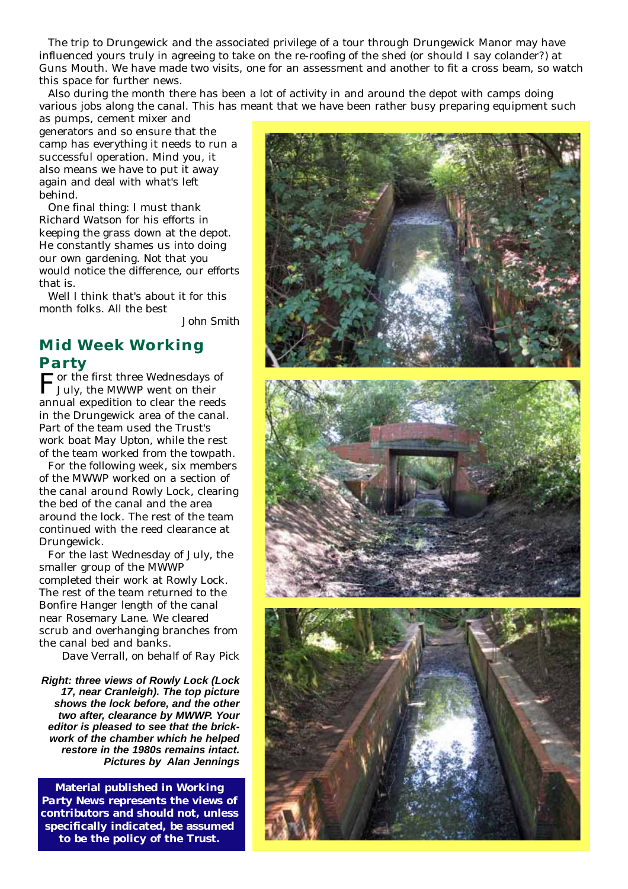The trip to Drungewick and the associated privilege of a tour through Drungewick Manor may have influenced yours truly in agreeing to take on the re-roofing of the shed (or should I say colander?) at Guns Mouth. We have made two visits, one for an assessment and another to fit a cross beam, so watch this space for further news.

Also during the month there has been a lot of activity in and around the depot with camps doing various jobs along the canal. This has meant that we have been rather busy preparing equipment such as pumps, cement mixer and generators and so ensure that the camp has everything it needs to run a successful operation. Mind you, it also means we have to put it away again and deal with what's left behind.

One final thing: I must thank Richard Watson for his efforts in keeping the grass down at the depot. He constantly shames us into doing our own gardening. Not that you would notice the difference, our efforts that is.

Well I think that's about it for this month folks. All the best

John Smith

## Mid Week Working Party

For the first three Wednesdays of July, the MWWP went on their annual expedition to clear the reeds in the Drungewick area of the canal. Part of the team used the Trust's work boat May Upton, while the rest of the team worked from the towpath.

For the following week, six members of the MWWP worked on a section of the canal around Rowly Lock, clearing the bed of the canal and the area around the lock. The rest of the team continued with the reed clearance at Drungewick.

For the last Wednesday of July, the smaller group of the MWWP completed their work at Rowly Lock. The rest of the team returned to the Bonfire Hanger length of the canal near Rosemary Lane. We cleared scrub and overhanging branches from the canal bed and banks.

Dave Verrall, on behalf of Ray Pick

***Right: three views of Rowly Lock (Lock 17, near Cranleigh). The top picture shows the lock before, and the other two after, clearance by MWWP. Your editor is pleased to see that the brick-work of the chamber which he helped restore in the 1980s remains intact. Pictures by Alan Jennings***

**Material published in Working Party News represents the views of contributors and should not, unless specifically indicated, be assumed to be the policy of the Trust.**